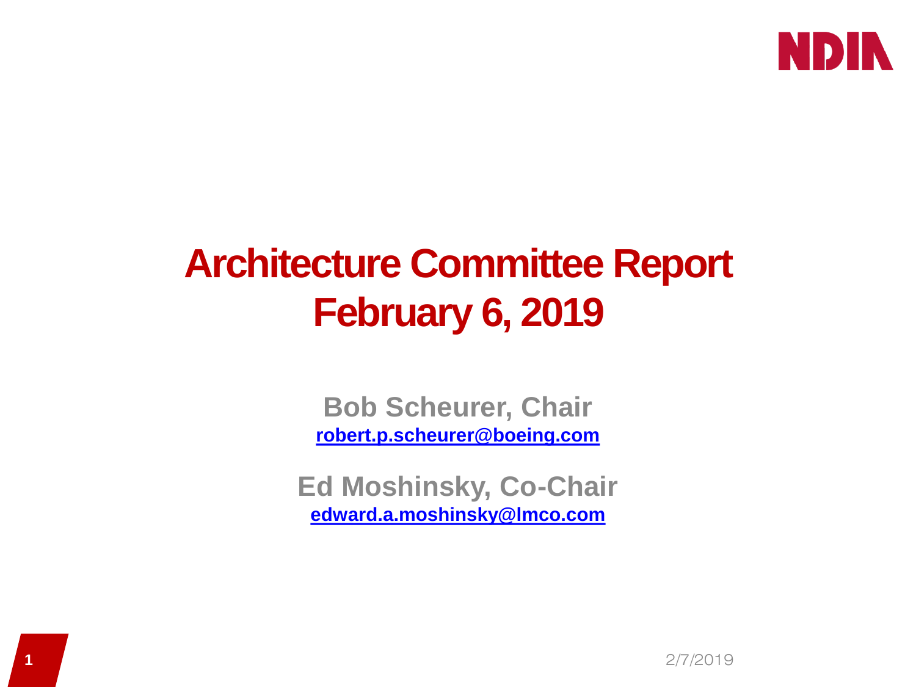NDIA

# Architecture Committee Report
# February 6, 2019

**Bob Scheurer, Chair**
**robert.p.scheurer@boeing.com**

**Ed Moshinsky, Co-Chair**
**edward.a.moshinsky@lmco.com**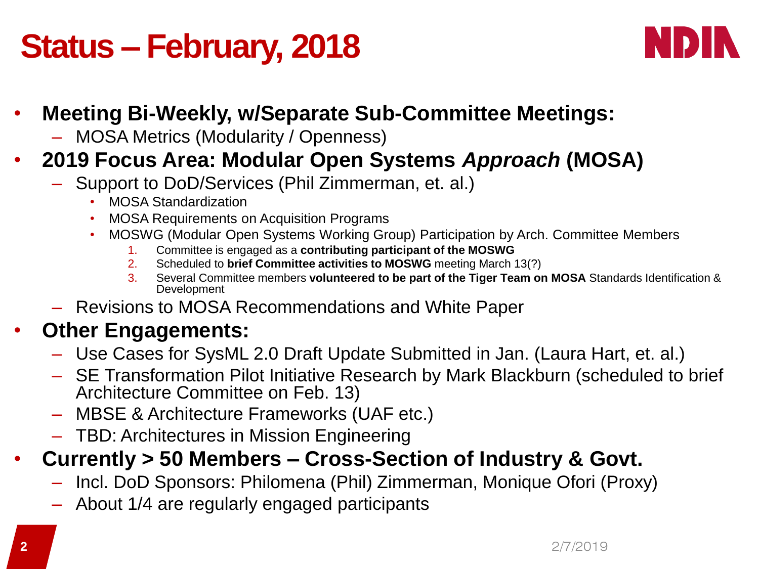# Status – February, 2018

- **Meeting Bi-Weekly, w/Separate Sub-Committee Meetings:**
  - MOSA Metrics (Modularity / Openness)
- **2019 Focus Area: Modular Open Systems *Approach* (MOSA)**
  - Support to DoD/Services (Phil Zimmerman, et. al.)
    - MOSA Standardization
    - MOSA Requirements on Acquisition Programs
    - MOSWG (Modular Open Systems Working Group) Participation by Arch. Committee Members
      1. Committee is engaged as a **contributing participant of the MOSWG**
      2. Scheduled to **brief Committee activities to MOSWG** meeting March 13(?)
      3. Several Committee members **volunteered to be part of the Tiger Team on MOSA** Standards Identification & Development
  - Revisions to MOSA Recommendations and White Paper
- **Other Engagements:**
  - Use Cases for SysML 2.0 Draft Update Submitted in Jan. (Laura Hart, et. al.)
  - SE Transformation Pilot Initiative Research by Mark Blackburn (scheduled to brief Architecture Committee on Feb. 13)
  - MBSE & Architecture Frameworks (UAF etc.)
  - TBD: Architectures in Mission Engineering
- **Currently > 50 Members – Cross-Section of Industry & Govt.**
  - Incl. DoD Sponsors: Philomena (Phil) Zimmerman, Monique Ofori (Proxy)
  - About 1/4 are regularly engaged participants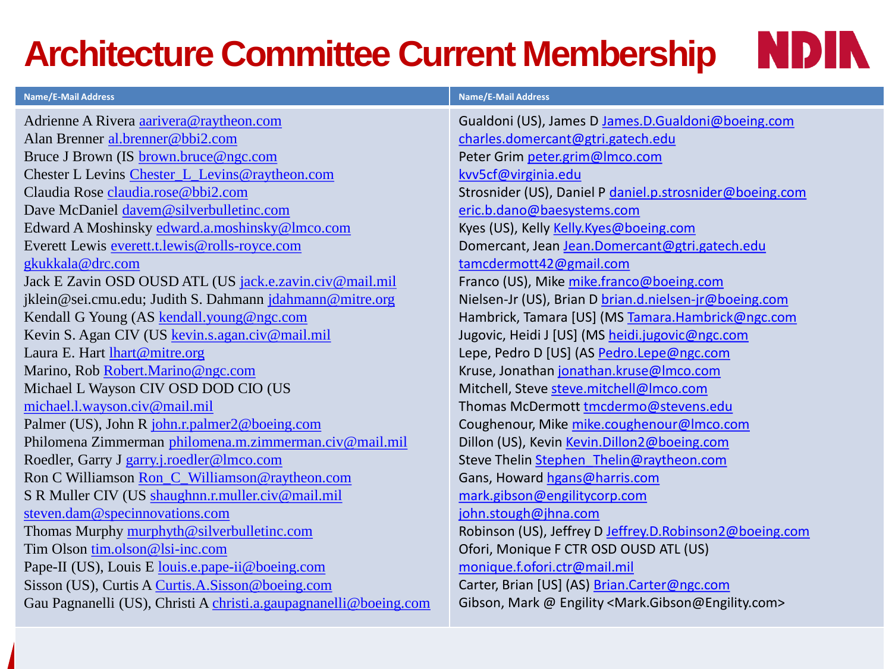# Architecture Committee Current Membership

NDIA

| Name/E-Mail Address | Name/E-Mail Address |
|---|---|
| Adrienne A Rivera aarivera@raytheon.com<br>Alan Brenner al.brenner@bbi2.com<br>Bruce J Brown (IS brown.bruce@ngc.com<br>Chester L Levins Chester_L_Levins@raytheon.com<br>Claudia Rose claudia.rose@bbi2.com<br>Dave McDaniel davem@silverbulletinc.com<br>Edward A Moshinsky edward.a.moshinsky@lmco.com<br>Everett Lewis everett.t.lewis@rolls-royce.com<br>gkukkala@drc.com<br>Jack E Zavin OSD OUSD ATL (US jack.e.zavin.civ@mail.mil<br>jklein@sei.cmu.edu; Judith S. Dahmann jdahmann@mitre.org<br>Kendall G Young (AS kendall.young@ngc.com<br>Kevin S. Agan CIV (US kevin.s.agan.civ@mail.mil<br>Laura E. Hart lhart@mitre.org<br>Marino, Rob Robert.Marino@ngc.com<br>Michael L Wayson CIV OSD DOD CIO (US<br>michael.l.wayson.civ@mail.mil<br>Palmer (US), John R john.r.palmer2@boeing.com<br>Philomena Zimmerman philomena.m.zimmerman.civ@mail.mil<br>Roedler, Garry J garry.j.roedler@lmco.com<br>Ron C Williamson Ron_C_Williamson@raytheon.com<br>S R Muller CIV (US shaughnn.r.muller.civ@mail.mil<br>steven.dam@specinnovations.com<br>Thomas Murphy murphyth@silverbulletinc.com<br>Tim Olson tim.olson@lsi-inc.com<br>Pape-II (US), Louis E louis.e.pape-ii@boeing.com<br>Sisson (US), Curtis A Curtis.A.Sisson@boeing.com<br>Gau Pagnanelli (US), Christi A christi.a.gaupagnanelli@boeing.com | Gualdoni (US), James D James.D.Gualdoni@boeing.com<br>charles.domercant@gtri.gatech.edu<br>Peter Grim peter.grim@lmco.com<br>kvv5cf@virginia.edu<br>Strosnider (US), Daniel P daniel.p.strosnider@boeing.com<br>eric.b.dano@baesystems.com<br>Kyes (US), Kelly Kelly.Kyes@boeing.com<br>Domercant, Jean Jean.Domercant@gtri.gatech.edu<br>tamcdermott42@gmail.com<br>Franco (US), Mike mike.franco@boeing.com<br>Nielsen-Jr (US), Brian D brian.d.nielsen-jr@boeing.com<br>Hambrick, Tamara [US] (MS Tamara.Hambrick@ngc.com<br>Jugovic, Heidi J [US] (MS heidi.jugovic@ngc.com<br>Lepe, Pedro D [US] (AS Pedro.Lepe@ngc.com<br>Kruse, Jonathan jonathan.kruse@lmco.com<br>Mitchell, Steve steve.mitchell@lmco.com<br>Thomas McDermott tmcdermo@stevens.edu<br>Coughenour, Mike mike.coughenour@lmco.com<br>Dillon (US), Kevin Kevin.Dillon2@boeing.com<br>Steve Thelin Stephen_Thelin@raytheon.com<br>Gans, Howard hgans@harris.com<br>mark.gibson@engilitycorp.com<br>john.stough@jhna.com<br>Robinson (US), Jeffrey D Jeffrey.D.Robinson2@boeing.com<br>Ofori, Monique F CTR OSD OUSD ATL (US)<br>monique.f.ofori.ctr@mail.mil<br>Carter, Brian [US] (AS) Brian.Carter@ngc.com<br>Gibson, Mark @ Engility <Mark.Gibson@Engility.com> |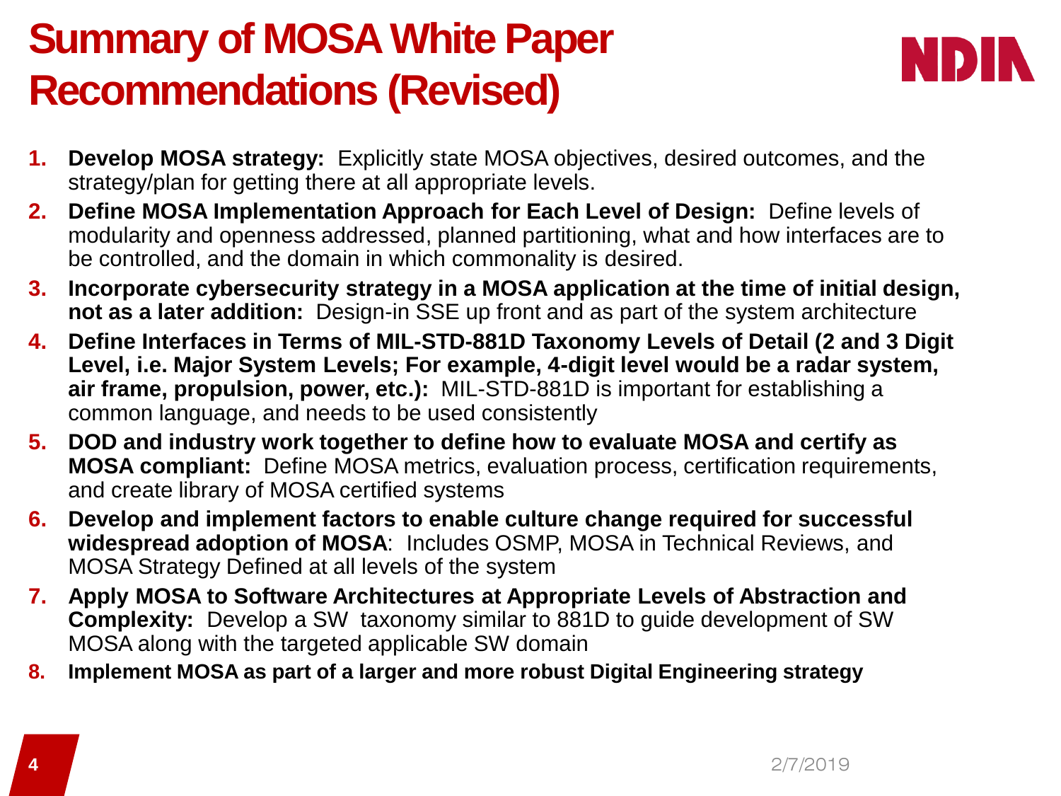# Summary of MOSA White Paper Recommendations (Revised)

1. **Develop MOSA strategy:** Explicitly state MOSA objectives, desired outcomes, and the strategy/plan for getting there at all appropriate levels.
2. **Define MOSA Implementation Approach for Each Level of Design:** Define levels of modularity and openness addressed, planned partitioning, what and how interfaces are to be controlled, and the domain in which commonality is desired.
3. **Incorporate cybersecurity strategy in a MOSA application at the time of initial design, not as a later addition:** Design-in SSE up front and as part of the system architecture
4. **Define Interfaces in Terms of MIL-STD-881D Taxonomy Levels of Detail (2 and 3 Digit Level, i.e. Major System Levels; For example, 4-digit level would be a radar system, air frame, propulsion, power, etc.):** MIL-STD-881D is important for establishing a common language, and needs to be used consistently
5. **DOD and industry work together to define how to evaluate MOSA and certify as MOSA compliant:** Define MOSA metrics, evaluation process, certification requirements, and create library of MOSA certified systems
6. **Develop and implement factors to enable culture change required for successful widespread adoption of MOSA**: Includes OSMP, MOSA in Technical Reviews, and MOSA Strategy Defined at all levels of the system
7. **Apply MOSA to Software Architectures at Appropriate Levels of Abstraction and Complexity:** Develop a SW taxonomy similar to 881D to guide development of SW MOSA along with the targeted applicable SW domain
8. **Implement MOSA as part of a larger and more robust Digital Engineering strategy**